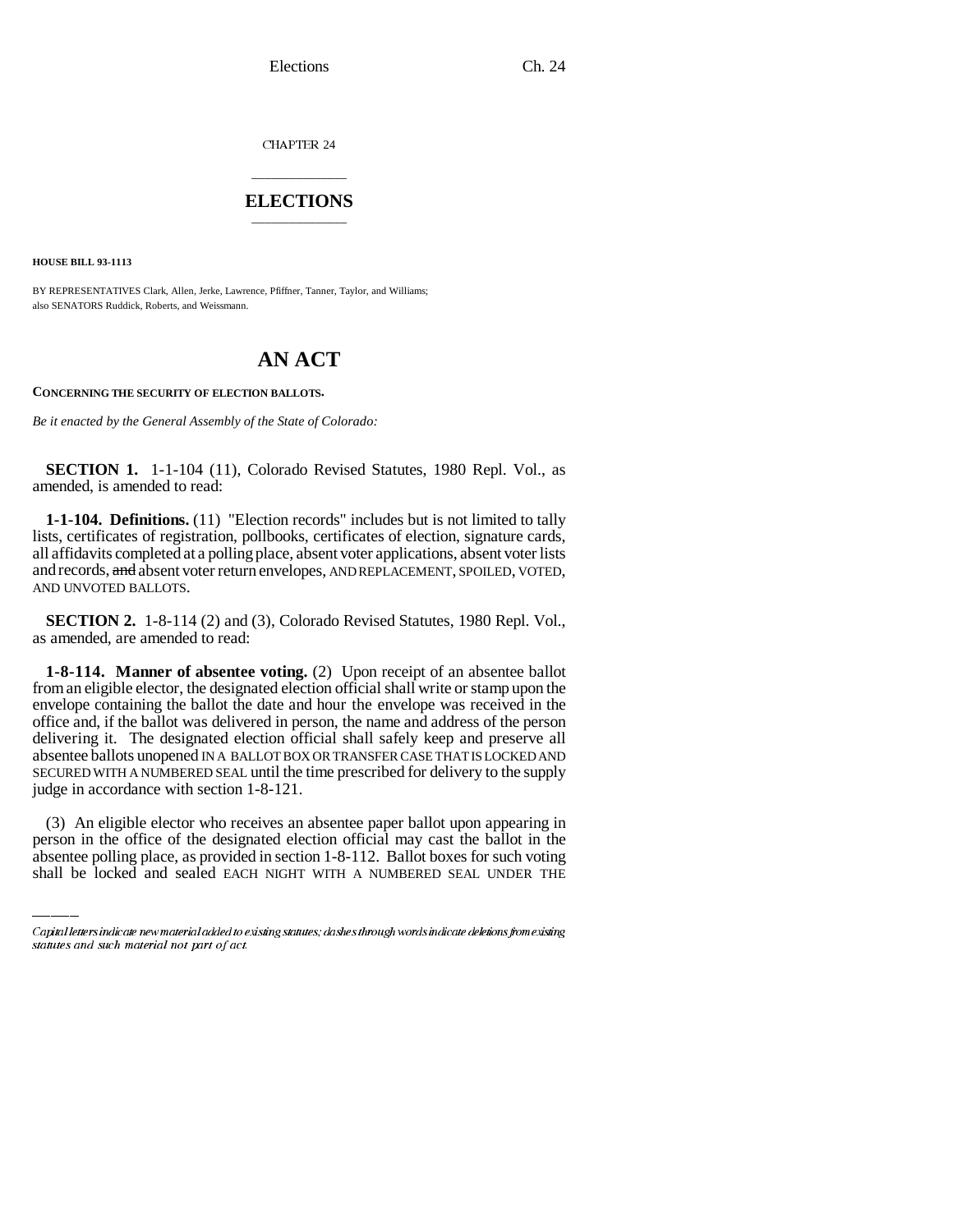CHAPTER 24

# ELECTIONS

**HOUSE BILL 93-1113**

BY REPRESENTATIVES Clark, Allen, Jerke, Lawrence, Pfiffner, Tanner, Taylor, and Williams;
also SENATORS Ruddick, Roberts, and Weissmann.

# AN ACT

**CONCERNING THE SECURITY OF ELECTION BALLOTS.**

*Be it enacted by the General Assembly of the State of Colorado:*

**SECTION 1.** 1-1-104 (11), Colorado Revised Statutes, 1980 Repl. Vol., as amended, is amended to read:

**1-1-104. Definitions.** (11) "Election records" includes but is not limited to tally lists, certificates of registration, pollbooks, certificates of election, signature cards, all affidavits completed at a polling place, absent voter applications, absent voter lists and records, ~~and~~ absent voter return envelopes, AND REPLACEMENT, SPOILED, VOTED, AND UNVOTED BALLOTS.

**SECTION 2.** 1-8-114 (2) and (3), Colorado Revised Statutes, 1980 Repl. Vol., as amended, are amended to read:

**1-8-114. Manner of absentee voting.** (2) Upon receipt of an absentee ballot from an eligible elector, the designated election official shall write or stamp upon the envelope containing the ballot the date and hour the envelope was received in the office and, if the ballot was delivered in person, the name and address of the person delivering it. The designated election official shall safely keep and preserve all absentee ballots unopened IN A BALLOT BOX OR TRANSFER CASE THAT IS LOCKED AND SECURED WITH A NUMBERED SEAL until the time prescribed for delivery to the supply judge in accordance with section 1-8-121.

(3) An eligible elector who receives an absentee paper ballot upon appearing in person in the office of the designated election official may cast the ballot in the absentee polling place, as provided in section 1-8-112. Ballot boxes for such voting shall be locked and sealed EACH NIGHT WITH A NUMBERED SEAL UNDER THE

Capital letters indicate new material added to existing statutes; dashes through words indicate deletions from existing statutes and such material not part of act.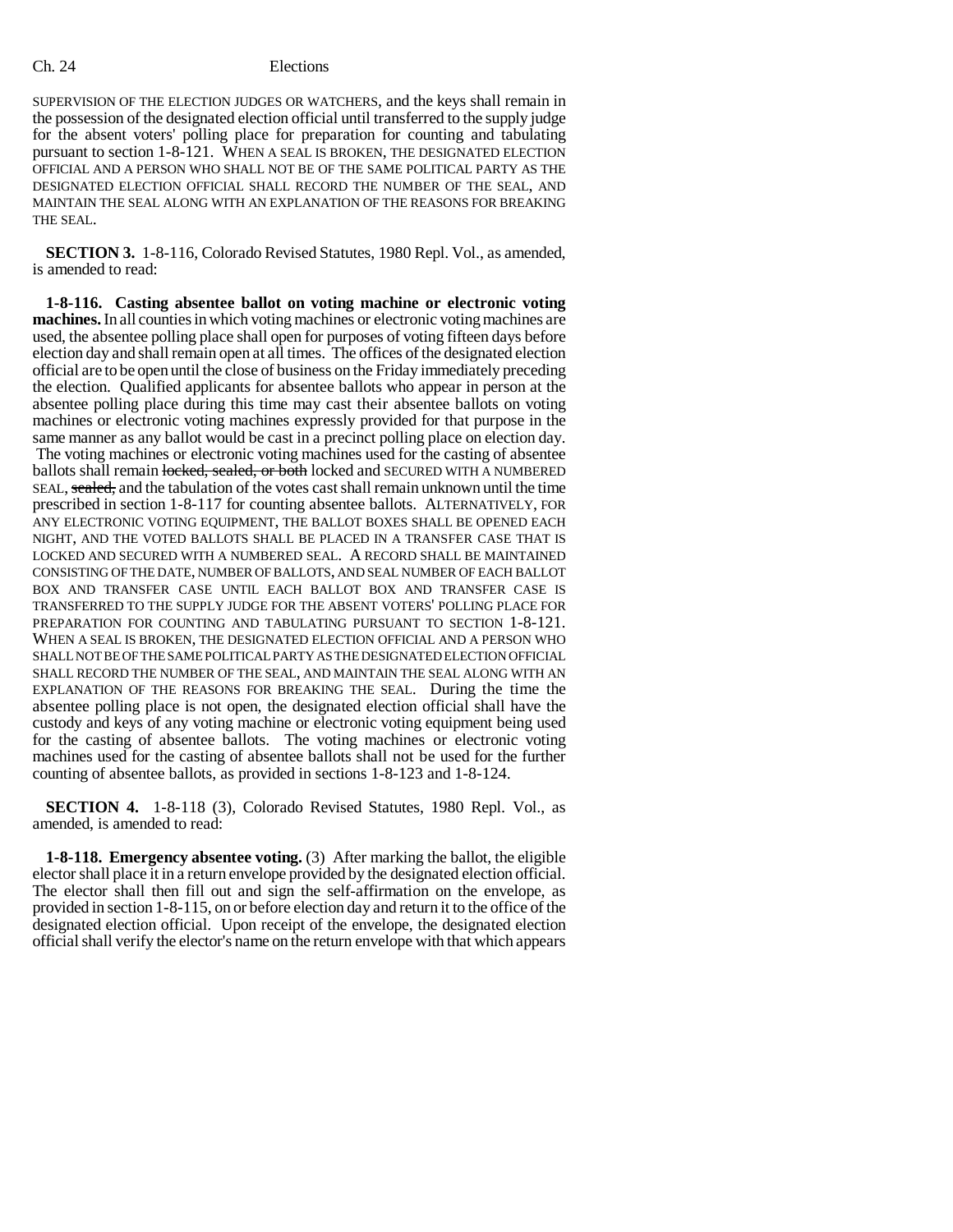SUPERVISION OF THE ELECTION JUDGES OR WATCHERS, and the keys shall remain in the possession of the designated election official until transferred to the supply judge for the absent voters' polling place for preparation for counting and tabulating pursuant to section 1-8-121. WHEN A SEAL IS BROKEN, THE DESIGNATED ELECTION OFFICIAL AND A PERSON WHO SHALL NOT BE OF THE SAME POLITICAL PARTY AS THE DESIGNATED ELECTION OFFICIAL SHALL RECORD THE NUMBER OF THE SEAL, AND MAINTAIN THE SEAL ALONG WITH AN EXPLANATION OF THE REASONS FOR BREAKING THE SEAL.

**SECTION 3.** 1-8-116, Colorado Revised Statutes, 1980 Repl. Vol., as amended, is amended to read:

**1-8-116. Casting absentee ballot on voting machine or electronic voting machines.** In all counties in which voting machines or electronic voting machines are used, the absentee polling place shall open for purposes of voting fifteen days before election day and shall remain open at all times. The offices of the designated election official are to be open until the close of business on the Friday immediately preceding the election. Qualified applicants for absentee ballots who appear in person at the absentee polling place during this time may cast their absentee ballots on voting machines or electronic voting machines expressly provided for that purpose in the same manner as any ballot would be cast in a precinct polling place on election day. The voting machines or electronic voting machines used for the casting of absentee ballots shall remain ~~locked, sealed, or both~~ locked and SECURED WITH A NUMBERED SEAL, ~~sealed,~~ and the tabulation of the votes cast shall remain unknown until the time prescribed in section 1-8-117 for counting absentee ballots. ALTERNATIVELY, FOR ANY ELECTRONIC VOTING EQUIPMENT, THE BALLOT BOXES SHALL BE OPENED EACH NIGHT, AND THE VOTED BALLOTS SHALL BE PLACED IN A TRANSFER CASE THAT IS LOCKED AND SECURED WITH A NUMBERED SEAL. A RECORD SHALL BE MAINTAINED CONSISTING OF THE DATE, NUMBER OF BALLOTS, AND SEAL NUMBER OF EACH BALLOT BOX AND TRANSFER CASE UNTIL EACH BALLOT BOX AND TRANSFER CASE IS TRANSFERRED TO THE SUPPLY JUDGE FOR THE ABSENT VOTERS' POLLING PLACE FOR PREPARATION FOR COUNTING AND TABULATING PURSUANT TO SECTION 1-8-121. WHEN A SEAL IS BROKEN, THE DESIGNATED ELECTION OFFICIAL AND A PERSON WHO SHALL NOT BE OF THE SAME POLITICAL PARTY AS THE DESIGNATED ELECTION OFFICIAL SHALL RECORD THE NUMBER OF THE SEAL, AND MAINTAIN THE SEAL ALONG WITH AN EXPLANATION OF THE REASONS FOR BREAKING THE SEAL. During the time the absentee polling place is not open, the designated election official shall have the custody and keys of any voting machine or electronic voting equipment being used for the casting of absentee ballots. The voting machines or electronic voting machines used for the casting of absentee ballots shall not be used for the further counting of absentee ballots, as provided in sections 1-8-123 and 1-8-124.

**SECTION 4.** 1-8-118 (3), Colorado Revised Statutes, 1980 Repl. Vol., as amended, is amended to read:

**1-8-118. Emergency absentee voting.** (3) After marking the ballot, the eligible elector shall place it in a return envelope provided by the designated election official. The elector shall then fill out and sign the self-affirmation on the envelope, as provided in section 1-8-115, on or before election day and return it to the office of the designated election official. Upon receipt of the envelope, the designated election official shall verify the elector's name on the return envelope with that which appears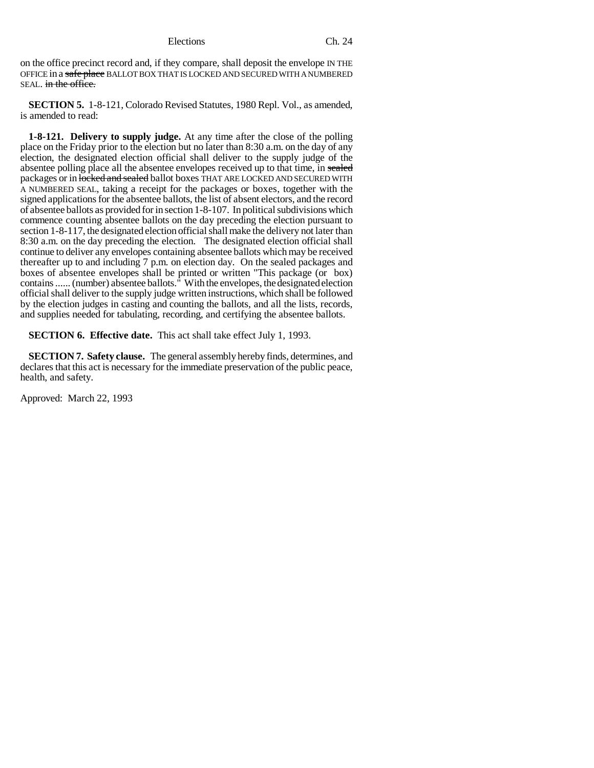on the office precinct record and, if they compare, shall deposit the envelope IN THE OFFICE in a ~~safe place~~ BALLOT BOX THAT IS LOCKED AND SECURED WITH A NUMBERED SEAL. ~~in the office.~~

**SECTION 5.** 1-8-121, Colorado Revised Statutes, 1980 Repl. Vol., as amended, is amended to read:

**1-8-121. Delivery to supply judge.** At any time after the close of the polling place on the Friday prior to the election but no later than 8:30 a.m. on the day of any election, the designated election official shall deliver to the supply judge of the absentee polling place all the absentee envelopes received up to that time, in ~~sealed~~ packages or in ~~locked and sealed~~ ballot boxes THAT ARE LOCKED AND SECURED WITH A NUMBERED SEAL, taking a receipt for the packages or boxes, together with the signed applications for the absentee ballots, the list of absent electors, and the record of absentee ballots as provided for in section 1-8-107. In political subdivisions which commence counting absentee ballots on the day preceding the election pursuant to section 1-8-117, the designated election official shall make the delivery not later than 8:30 a.m. on the day preceding the election. The designated election official shall continue to deliver any envelopes containing absentee ballots which may be received thereafter up to and including 7 p.m. on election day. On the sealed packages and boxes of absentee envelopes shall be printed or written "This package (or box) contains ...... (number) absentee ballots." With the envelopes, the designated election official shall deliver to the supply judge written instructions, which shall be followed by the election judges in casting and counting the ballots, and all the lists, records, and supplies needed for tabulating, recording, and certifying the absentee ballots.

**SECTION 6. Effective date.** This act shall take effect July 1, 1993.

**SECTION 7. Safety clause.** The general assembly hereby finds, determines, and declares that this act is necessary for the immediate preservation of the public peace, health, and safety.

Approved: March 22, 1993